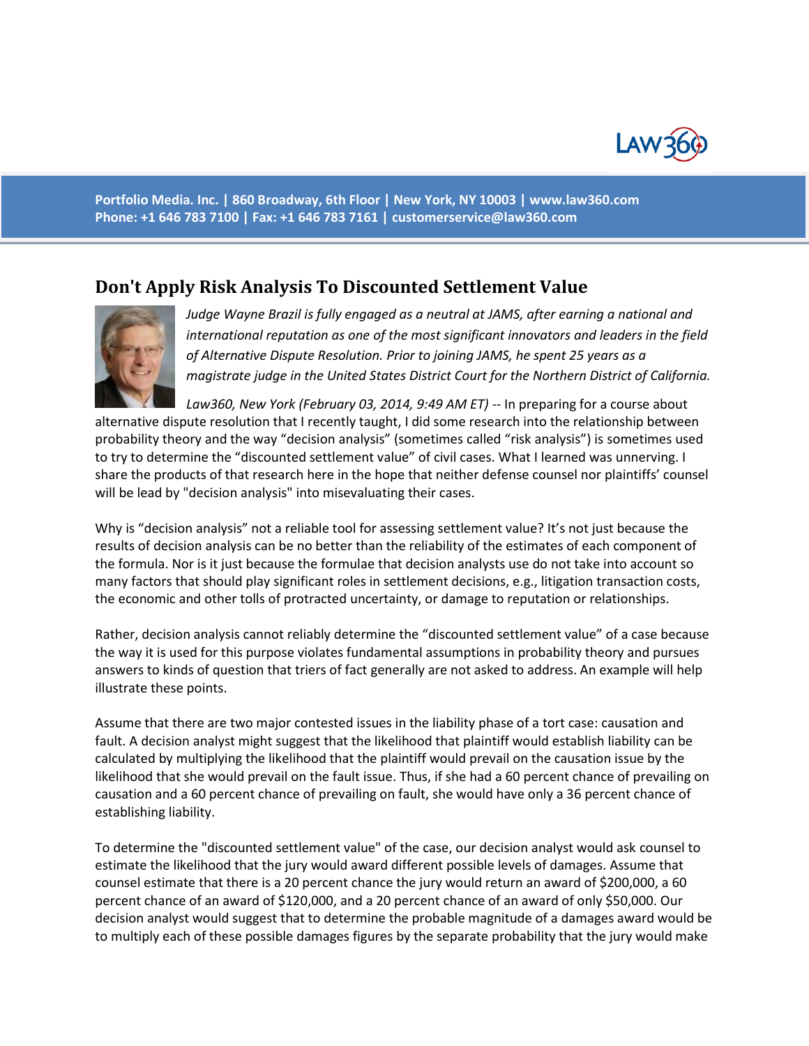Portfolio Media. Inc. | 860 Broadway, 6th Floor | New York, NY 10003 | www.law360.com
Phone: +1 646 783 7100 | Fax: +1 646 783 7161 | customerservice@law360.com

# Don't Apply Risk Analysis To Discounted Settlement Value

*Judge Wayne Brazil is fully engaged as a neutral at JAMS, after earning a national and international reputation as one of the most significant innovators and leaders in the field of Alternative Dispute Resolution. Prior to joining JAMS, he spent 25 years as a magistrate judge in the United States District Court for the Northern District of California.*

*Law360, New York (February 03, 2014, 9:49 AM ET)* -- In preparing for a course about alternative dispute resolution that I recently taught, I did some research into the relationship between probability theory and the way "decision analysis" (sometimes called "risk analysis") is sometimes used to try to determine the "discounted settlement value" of civil cases. What I learned was unnerving. I share the products of that research here in the hope that neither defense counsel nor plaintiffs' counsel will be lead by "decision analysis" into misevaluating their cases.

Why is "decision analysis" not a reliable tool for assessing settlement value? It's not just because the results of decision analysis can be no better than the reliability of the estimates of each component of the formula. Nor is it just because the formulae that decision analysts use do not take into account so many factors that should play significant roles in settlement decisions, e.g., litigation transaction costs, the economic and other tolls of protracted uncertainty, or damage to reputation or relationships.

Rather, decision analysis cannot reliably determine the "discounted settlement value" of a case because the way it is used for this purpose violates fundamental assumptions in probability theory and pursues answers to kinds of question that triers of fact generally are not asked to address. An example will help illustrate these points.

Assume that there are two major contested issues in the liability phase of a tort case: causation and fault. A decision analyst might suggest that the likelihood that plaintiff would establish liability can be calculated by multiplying the likelihood that the plaintiff would prevail on the causation issue by the likelihood that she would prevail on the fault issue. Thus, if she had a 60 percent chance of prevailing on causation and a 60 percent chance of prevailing on fault, she would have only a 36 percent chance of establishing liability.

To determine the "discounted settlement value" of the case, our decision analyst would ask counsel to estimate the likelihood that the jury would award different possible levels of damages. Assume that counsel estimate that there is a 20 percent chance the jury would return an award of $200,000, a 60 percent chance of an award of $120,000, and a 20 percent chance of an award of only $50,000. Our decision analyst would suggest that to determine the probable magnitude of a damages award would be to multiply each of these possible damages figures by the separate probability that the jury would make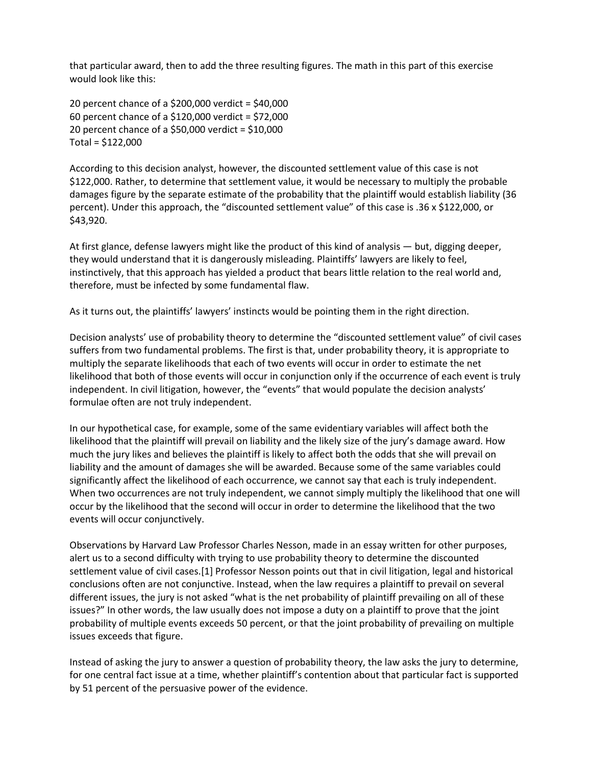that particular award, then to add the three resulting figures. The math in this part of this exercise would look like this:

20 percent chance of a $200,000 verdict = $40,000
60 percent chance of a $120,000 verdict = $72,000
20 percent chance of a $50,000 verdict = $10,000
Total = $122,000

According to this decision analyst, however, the discounted settlement value of this case is not $122,000. Rather, to determine that settlement value, it would be necessary to multiply the probable damages figure by the separate estimate of the probability that the plaintiff would establish liability (36 percent). Under this approach, the "discounted settlement value" of this case is .36 x $122,000, or $43,920.

At first glance, defense lawyers might like the product of this kind of analysis — but, digging deeper, they would understand that it is dangerously misleading. Plaintiffs' lawyers are likely to feel, instinctively, that this approach has yielded a product that bears little relation to the real world and, therefore, must be infected by some fundamental flaw.

As it turns out, the plaintiffs' lawyers' instincts would be pointing them in the right direction.

Decision analysts' use of probability theory to determine the "discounted settlement value" of civil cases suffers from two fundamental problems. The first is that, under probability theory, it is appropriate to multiply the separate likelihoods that each of two events will occur in order to estimate the net likelihood that both of those events will occur in conjunction only if the occurrence of each event is truly independent. In civil litigation, however, the "events" that would populate the decision analysts' formulae often are not truly independent.

In our hypothetical case, for example, some of the same evidentiary variables will affect both the likelihood that the plaintiff will prevail on liability and the likely size of the jury's damage award. How much the jury likes and believes the plaintiff is likely to affect both the odds that she will prevail on liability and the amount of damages she will be awarded. Because some of the same variables could significantly affect the likelihood of each occurrence, we cannot say that each is truly independent. When two occurrences are not truly independent, we cannot simply multiply the likelihood that one will occur by the likelihood that the second will occur in order to determine the likelihood that the two events will occur conjunctively.

Observations by Harvard Law Professor Charles Nesson, made in an essay written for other purposes, alert us to a second difficulty with trying to use probability theory to determine the discounted settlement value of civil cases.[1] Professor Nesson points out that in civil litigation, legal and historical conclusions often are not conjunctive. Instead, when the law requires a plaintiff to prevail on several different issues, the jury is not asked "what is the net probability of plaintiff prevailing on all of these issues?" In other words, the law usually does not impose a duty on a plaintiff to prove that the joint probability of multiple events exceeds 50 percent, or that the joint probability of prevailing on multiple issues exceeds that figure.

Instead of asking the jury to answer a question of probability theory, the law asks the jury to determine, for one central fact issue at a time, whether plaintiff's contention about that particular fact is supported by 51 percent of the persuasive power of the evidence.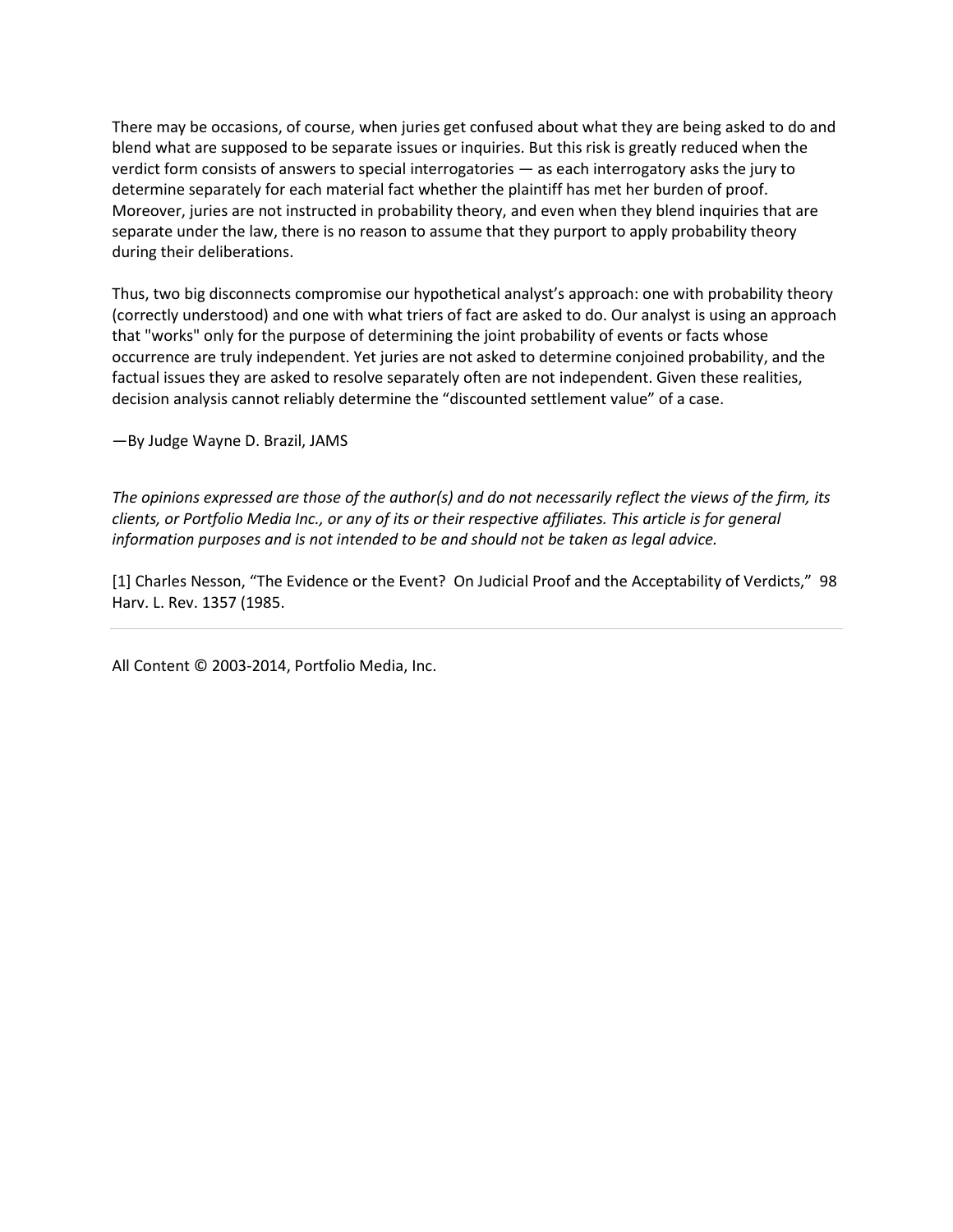There may be occasions, of course, when juries get confused about what they are being asked to do and blend what are supposed to be separate issues or inquiries. But this risk is greatly reduced when the verdict form consists of answers to special interrogatories — as each interrogatory asks the jury to determine separately for each material fact whether the plaintiff has met her burden of proof. Moreover, juries are not instructed in probability theory, and even when they blend inquiries that are separate under the law, there is no reason to assume that they purport to apply probability theory during their deliberations.

Thus, two big disconnects compromise our hypothetical analyst's approach: one with probability theory (correctly understood) and one with what triers of fact are asked to do. Our analyst is using an approach that "works" only for the purpose of determining the joint probability of events or facts whose occurrence are truly independent. Yet juries are not asked to determine conjoined probability, and the factual issues they are asked to resolve separately often are not independent. Given these realities, decision analysis cannot reliably determine the "discounted settlement value" of a case.

—By Judge Wayne D. Brazil, JAMS

*The opinions expressed are those of the author(s) and do not necessarily reflect the views of the firm, its clients, or Portfolio Media Inc., or any of its or their respective affiliates. This article is for general information purposes and is not intended to be and should not be taken as legal advice.*

[1] Charles Nesson, "The Evidence or the Event? On Judicial Proof and the Acceptability of Verdicts," 98 Harv. L. Rev. 1357 (1985.

---

All Content © 2003-2014, Portfolio Media, Inc.